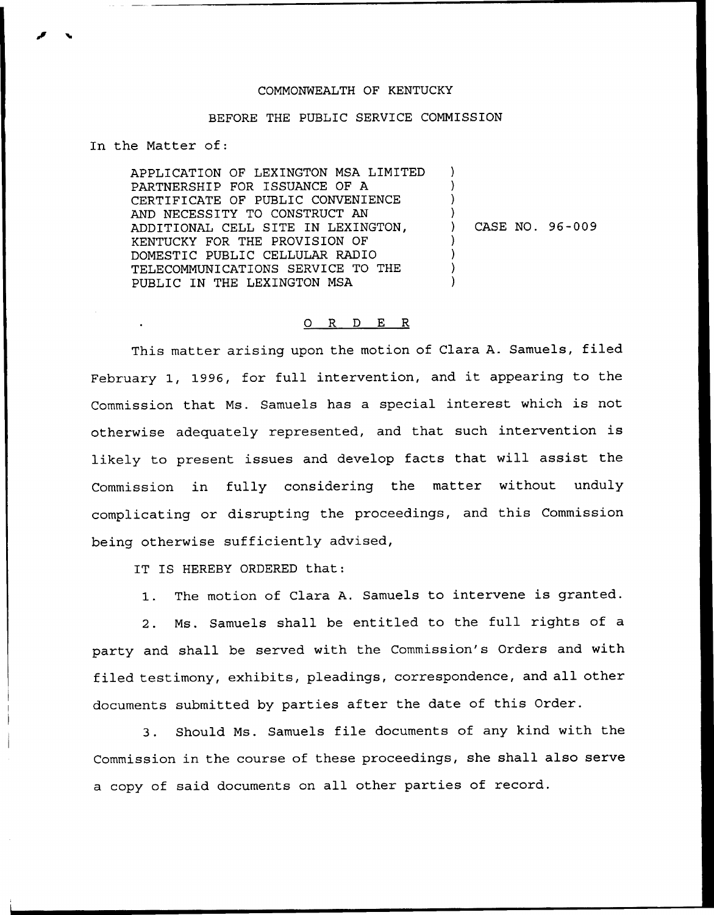COMMONWEALTH OF KENTUCKY

BEFORE THE PUBLIC SERVICE COMMISSION

In the Matter of:

APPLICATION OF LEXINGTON MSA LIMITED PARTNERSHIP FOR ISSUANCE OF A CERTIFICATE OF PUBLIC CONVENIENCE AND NECESSITY TO CONSTRUCT AN ADDITIONAL CELL SITE IN LEXINGTON, KENTUCKY FOR THE PROVISION OF DOMESTIC PUBLIC CELLULAR RADIO TELECOMMUNICATIONS SERVICE TO THE PUBLIC IN THE LEXINGTON MSA ) CASE NO. 96-009

# O R D E R

This matter arising upon the motion of Clara A. Samuels, filed February 1, 1996, for full intervention, and it appearing to the Commission that Ms. Samuels has a special interest which is not otherwise adequately represented, and that such intervention is likely to present issues and develop facts that will assist the Commission in fully considering the matter without unduly complicating or disrupting the proceedings, and this Commission being otherwise sufficiently advised,

IT IS HEREBY ORDERED that:

1. The motion of Clara A. Samuels to intervene is granted.

2. Ms. Samuels shall be entitled to the full rights of a party and shall be served with the Commission's Orders and with filed testimony, exhibits, pleadings, correspondence, and all other documents submitted by parties after the date of this Order.

3. Should Ms. Samuels file documents of any kind with the Commission in the course of these proceedings, she shall also serve a copy of said documents on all other parties of record.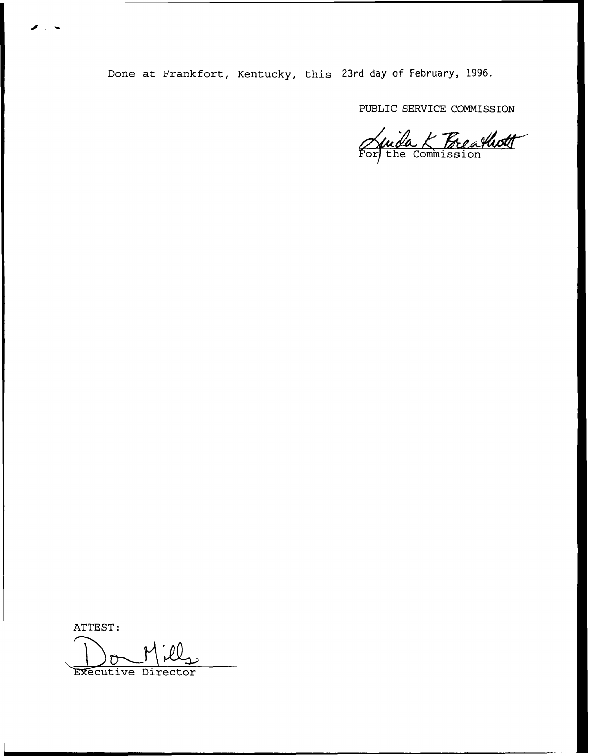Done at Frankfort, Kentucky, this 23rd day of February, 1996.

PUBLIC SERVICE COMMISSION

For the Commission

ATTEST:

Executive Director